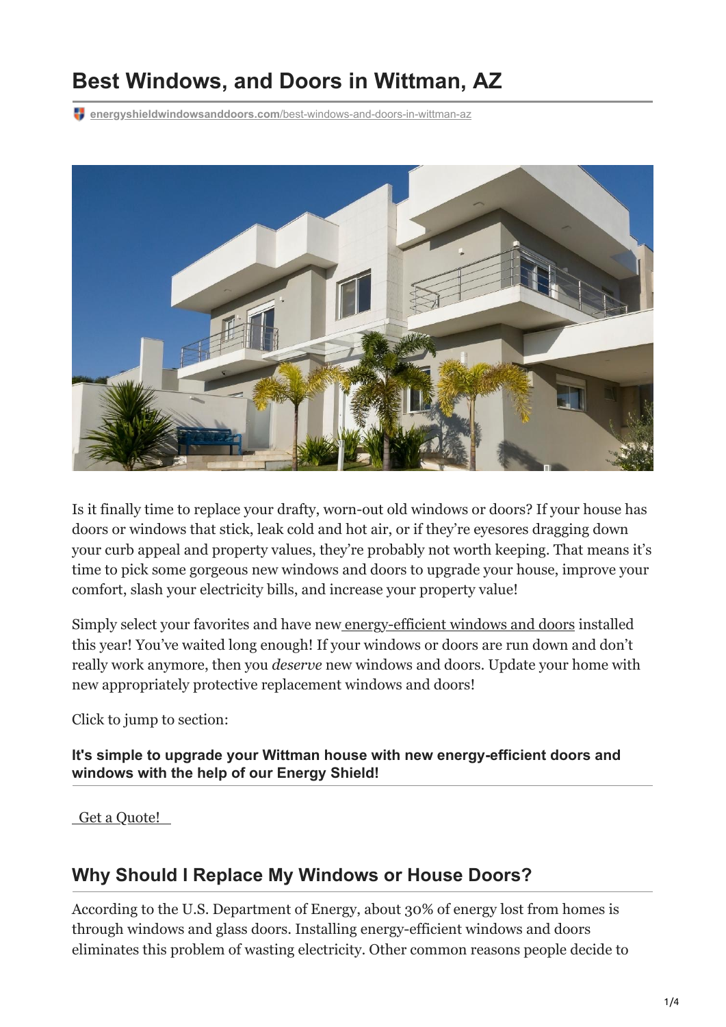# Best Windows, and Doors in Wittman, AZ

energyshieldwindowsanddoors.com/best-windows-and-doors-in-wittman-az

Is it finally time to replace your drafty, worn-out old windows or doors? If your house has doors or windows that stick, leak cold and hot air, or if they're eyesores dragging down your curb appeal and property values, they're probably not worth keeping. That means it's time to pick some gorgeous new windows and doors to upgrade your house, improve your comfort, slash your electricity bills, and increase your property value!

Simply select your favorites and have new energy-efficient windows and doors installed this year! You've waited long enough! If your windows or doors are run down and don't really work anymore, then you *deserve* new windows and doors. Update your home with new appropriately protective replacement windows and doors!

Click to jump to section:

**It's simple to upgrade your Wittman house with new energy-efficient doors and windows with the help of our Energy Shield!**

Get a Quote!

## Why Should I Replace My Windows or House Doors?

According to the U.S. Department of Energy, about 30% of energy lost from homes is through windows and glass doors. Installing energy-efficient windows and doors eliminates this problem of wasting electricity. Other common reasons people decide to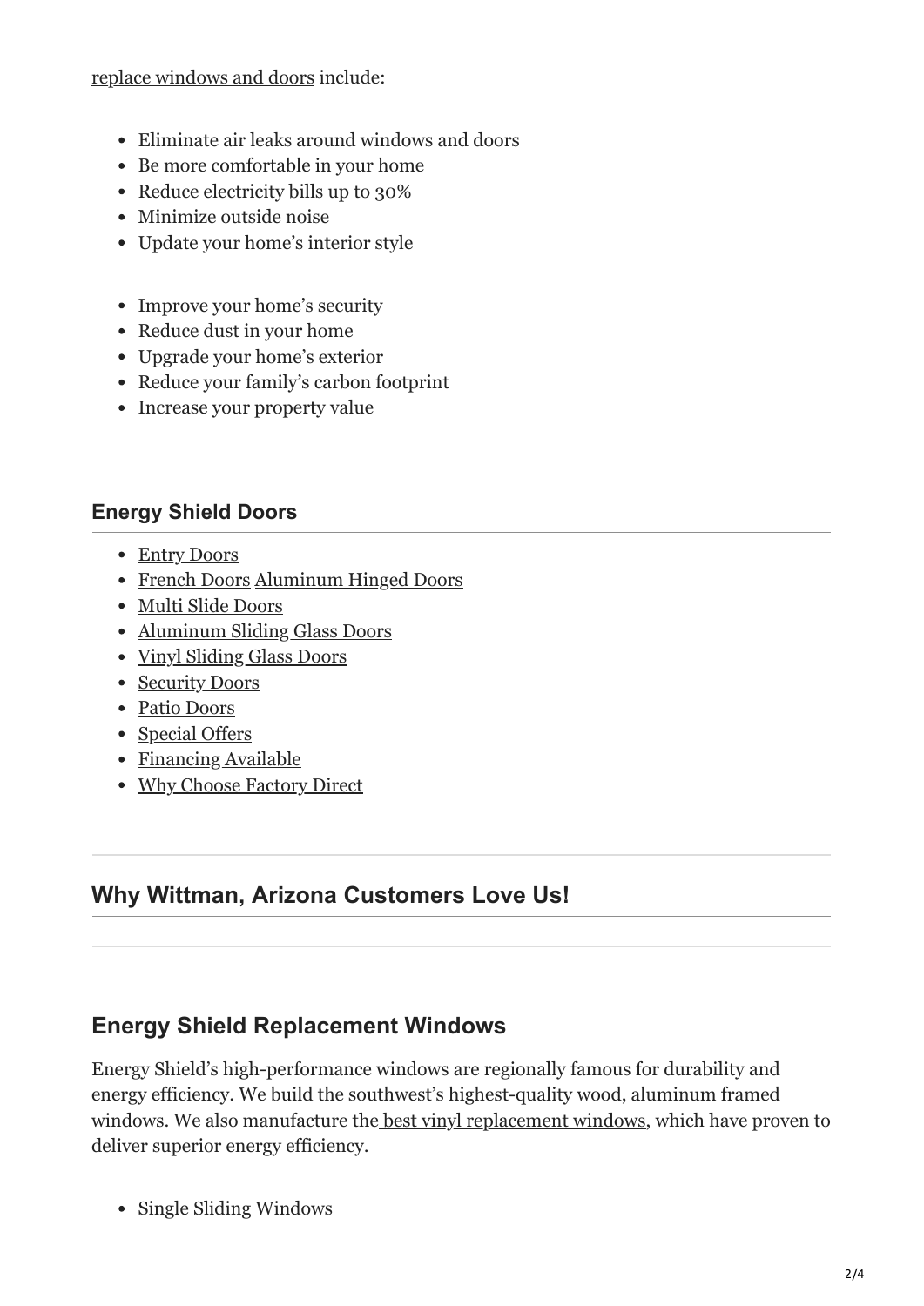replace windows and doors include:

- Eliminate air leaks around windows and doors
- Be more comfortable in your home
- Reduce electricity bills up to 30%
- Minimize outside noise
- Update your home's interior style

- Improve your home's security
- Reduce dust in your home
- Upgrade your home's exterior
- Reduce your family's carbon footprint
- Increase your property value

### Energy Shield Doors

- Entry Doors
- French Doors Aluminum Hinged Doors
- Multi Slide Doors
- Aluminum Sliding Glass Doors
- Vinyl Sliding Glass Doors
- Security Doors
- Patio Doors
- Special Offers
- Financing Available
- Why Choose Factory Direct

## Why Wittman, Arizona Customers Love Us!

## Energy Shield Replacement Windows

Energy Shield's high-performance windows are regionally famous for durability and energy efficiency. We build the southwest's highest-quality wood, aluminum framed windows. We also manufacture the best vinyl replacement windows, which have proven to deliver superior energy efficiency.

- Single Sliding Windows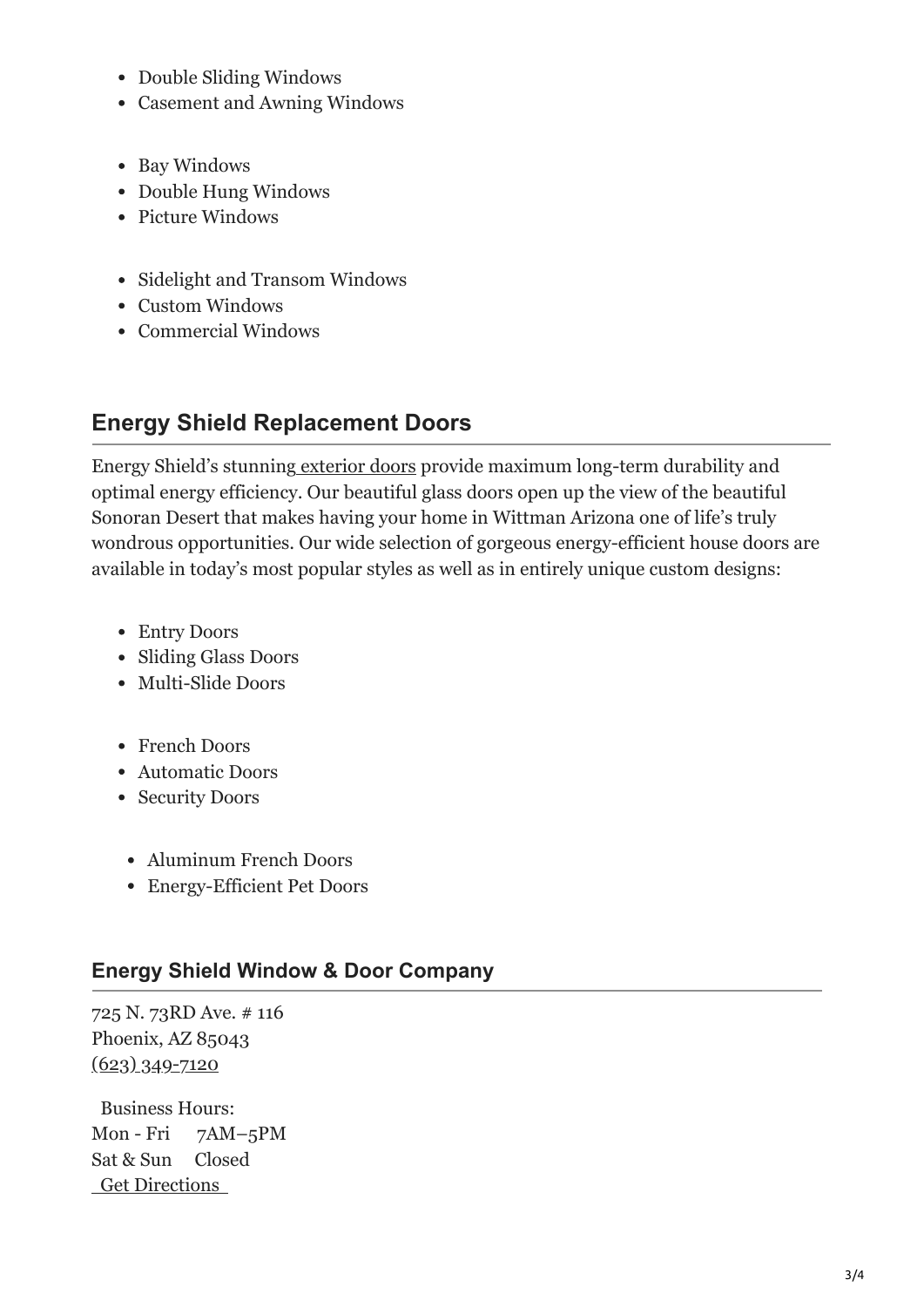- Double Sliding Windows
- Casement and Awning Windows

- Bay Windows
- Double Hung Windows
- Picture Windows

- Sidelight and Transom Windows
- Custom Windows
- Commercial Windows

## Energy Shield Replacement Doors

Energy Shield's stunning exterior doors provide maximum long-term durability and optimal energy efficiency. Our beautiful glass doors open up the view of the beautiful Sonoran Desert that makes having your home in Wittman Arizona one of life's truly wondrous opportunities. Our wide selection of gorgeous energy-efficient house doors are available in today's most popular styles as well as in entirely unique custom designs:

- Entry Doors
- Sliding Glass Doors
- Multi-Slide Doors

- French Doors
- Automatic Doors
- Security Doors

- Aluminum French Doors
- Energy-Efficient Pet Doors

### Energy Shield Window & Door Company

725 N. 73RD Ave. # 116
Phoenix, AZ 85043
(623) 349-7120

Business Hours:
Mon - Fri 7AM–5PM
Sat & Sun Closed
Get Directions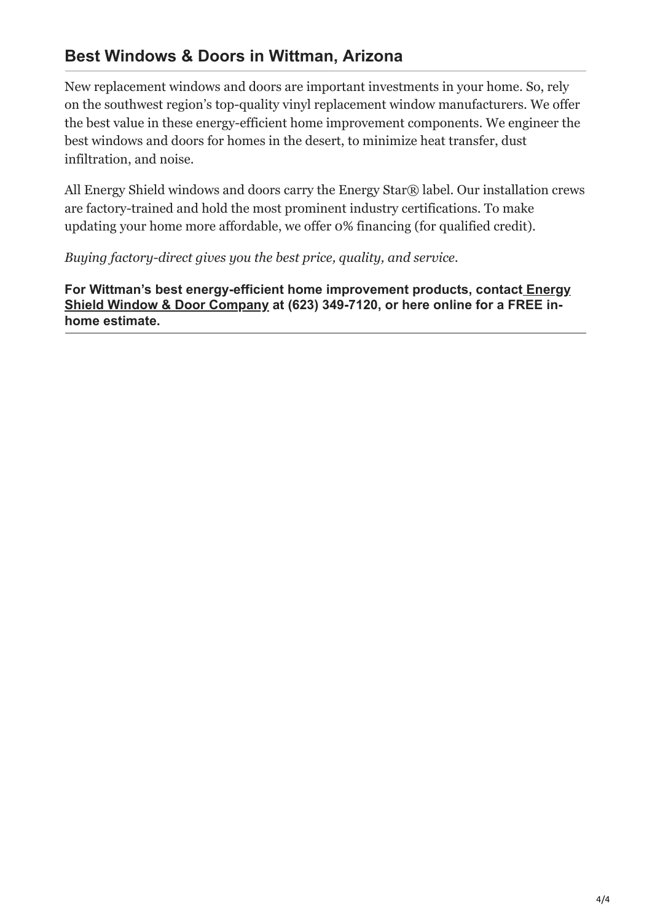## Best Windows & Doors in Wittman, Arizona

New replacement windows and doors are important investments in your home. So, rely on the southwest region's top-quality vinyl replacement window manufacturers. We offer the best value in these energy-efficient home improvement components. We engineer the best windows and doors for homes in the desert, to minimize heat transfer, dust infiltration, and noise.

All Energy Shield windows and doors carry the Energy Star® label. Our installation crews are factory-trained and hold the most prominent industry certifications. To make updating your home more affordable, we offer 0% financing (for qualified credit).

*Buying factory-direct gives you the best price, quality, and service.*

**For Wittman's best energy-efficient home improvement products, contact Energy Shield Window & Door Company at (623) 349-7120, or here online for a FREE in-home estimate.**